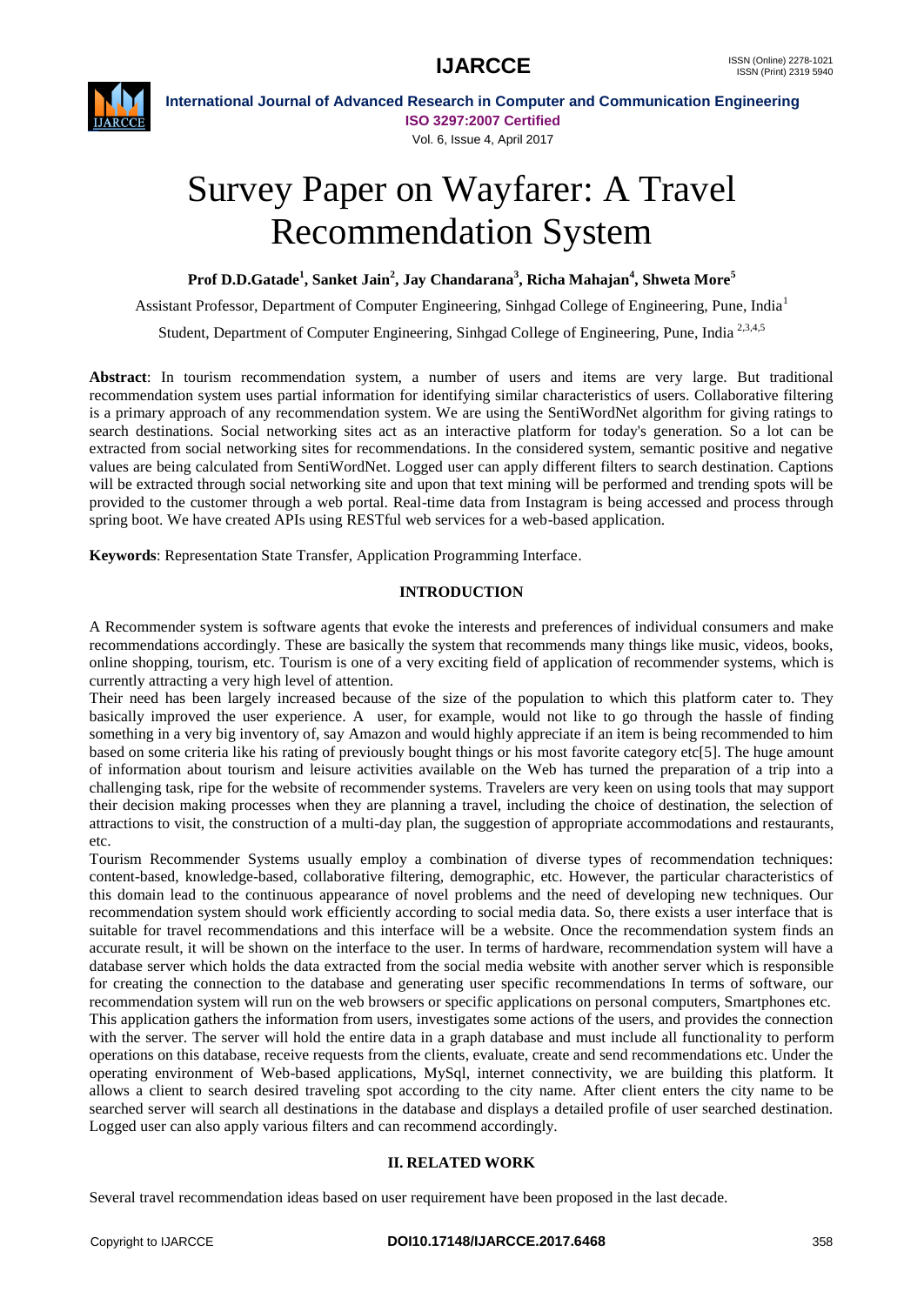# Survey Paper on Wayfarer: A Travel Recommendation System

**Prof D.D.Gatade[1], Sanket Jain[2], Jay Chandarana[3], Richa Mahajan[4], Shweta More[5]**

Assistant Professor, Department of Computer Engineering, Sinhgad College of Engineering, Pune, India[1]

Student, Department of Computer Engineering, Sinhgad College of Engineering, Pune, India [2,3,4,5]

**Abstract**: In tourism recommendation system, a number of users and items are very large. But traditional recommendation system uses partial information for identifying similar characteristics of users. Collaborative filtering is a primary approach of any recommendation system. We are using the SentiWordNet algorithm for giving ratings to search destinations. Social networking sites act as an interactive platform for today's generation. So a lot can be extracted from social networking sites for recommendations. In the considered system, semantic positive and negative values are being calculated from SentiWordNet. Logged user can apply different filters to search destination. Captions will be extracted through social networking site and upon that text mining will be performed and trending spots will be provided to the customer through a web portal. Real-time data from Instagram is being accessed and process through spring boot. We have created APIs using RESTful web services for a web-based application.

**Keywords**: Representation State Transfer, Application Programming Interface.

## INTRODUCTION

A Recommender system is software agents that evoke the interests and preferences of individual consumers and make recommendations accordingly. These are basically the system that recommends many things like music, videos, books, online shopping, tourism, etc. Tourism is one of a very exciting field of application of recommender systems, which is currently attracting a very high level of attention.

Their need has been largely increased because of the size of the population to which this platform cater to. They basically improved the user experience. A user, for example, would not like to go through the hassle of finding something in a very big inventory of, say Amazon and would highly appreciate if an item is being recommended to him based on some criteria like his rating of previously bought things or his most favorite category etc[5]. The huge amount of information about tourism and leisure activities available on the Web has turned the preparation of a trip into a challenging task, ripe for the website of recommender systems. Travelers are very keen on using tools that may support their decision making processes when they are planning a travel, including the choice of destination, the selection of attractions to visit, the construction of a multi-day plan, the suggestion of appropriate accommodations and restaurants, etc.

Tourism Recommender Systems usually employ a combination of diverse types of recommendation techniques: content-based, knowledge-based, collaborative filtering, demographic, etc. However, the particular characteristics of this domain lead to the continuous appearance of novel problems and the need of developing new techniques. Our recommendation system should work efficiently according to social media data. So, there exists a user interface that is suitable for travel recommendations and this interface will be a website. Once the recommendation system finds an accurate result, it will be shown on the interface to the user. In terms of hardware, recommendation system will have a database server which holds the data extracted from the social media website with another server which is responsible for creating the connection to the database and generating user specific recommendations In terms of software, our recommendation system will run on the web browsers or specific applications on personal computers, Smartphones etc. This application gathers the information from users, investigates some actions of the users, and provides the connection with the server. The server will hold the entire data in a graph database and must include all functionality to perform operations on this database, receive requests from the clients, evaluate, create and send recommendations etc. Under the operating environment of Web-based applications, MySql, internet connectivity, we are building this platform. It allows a client to search desired traveling spot according to the city name. After client enters the city name to be searched server will search all destinations in the database and displays a detailed profile of user searched destination. Logged user can also apply various filters and can recommend accordingly.

## II. RELATED WORK

Several travel recommendation ideas based on user requirement have been proposed in the last decade.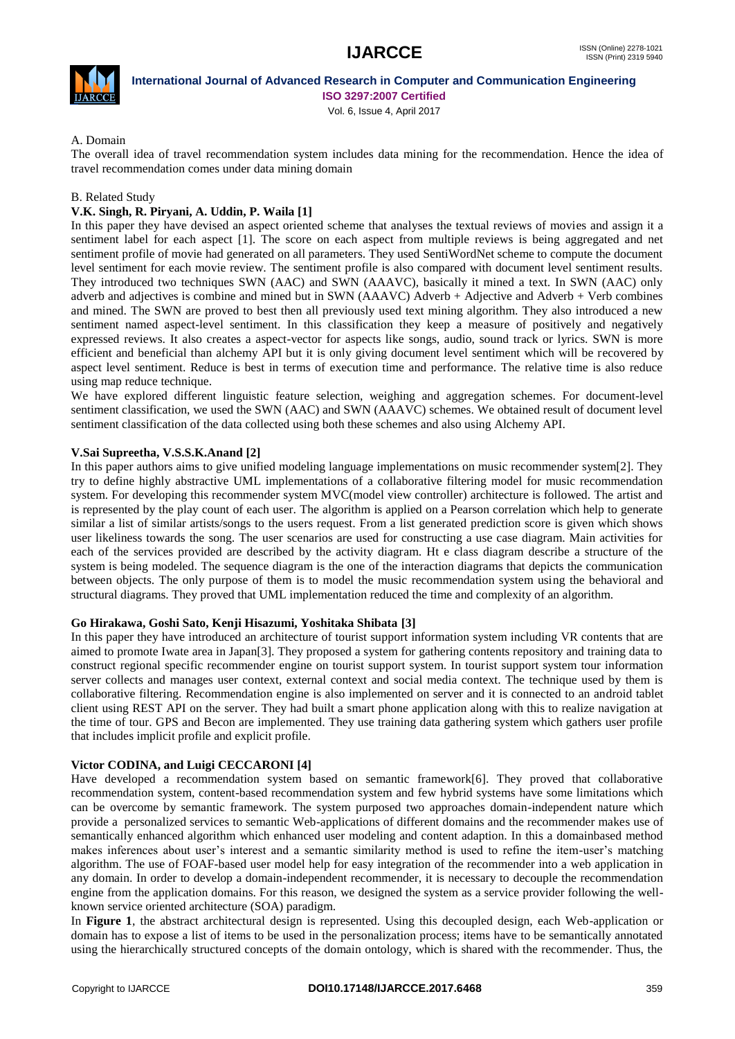A. Domain

The overall idea of travel recommendation system includes data mining for the recommendation. Hence the idea of travel recommendation comes under data mining domain

B. Related Study

**V.K. Singh, R. Piryani, A. Uddin, P. Waila [1]**

In this paper they have devised an aspect oriented scheme that analyses the textual reviews of movies and assign it a sentiment label for each aspect [1]. The score on each aspect from multiple reviews is being aggregated and net sentiment profile of movie had generated on all parameters. They used SentiWordNet scheme to compute the document level sentiment for each movie review. The sentiment profile is also compared with document level sentiment results. They introduced two techniques SWN (AAC) and SWN (AAAVC), basically it mined a text. In SWN (AAC) only adverb and adjectives is combine and mined but in SWN (AAAVC) Adverb + Adjective and Adverb + Verb combines and mined. The SWN are proved to best then all previously used text mining algorithm. They also introduced a new sentiment named aspect-level sentiment. In this classification they keep a measure of positively and negatively expressed reviews. It also creates a aspect-vector for aspects like songs, audio, sound track or lyrics. SWN is more efficient and beneficial than alchemy API but it is only giving document level sentiment which will be recovered by aspect level sentiment. Reduce is best in terms of execution time and performance. The relative time is also reduce using map reduce technique.

We have explored different linguistic feature selection, weighing and aggregation schemes. For document-level sentiment classification, we used the SWN (AAC) and SWN (AAAVC) schemes. We obtained result of document level sentiment classification of the data collected using both these schemes and also using Alchemy API.

**V.Sai Supreetha, V.S.S.K.Anand [2]**

In this paper authors aims to give unified modeling language implementations on music recommender system[2]. They try to define highly abstractive UML implementations of a collaborative filtering model for music recommendation system. For developing this recommender system MVC(model view controller) architecture is followed. The artist and is represented by the play count of each user. The algorithm is applied on a Pearson correlation which help to generate similar a list of similar artists/songs to the users request. From a list generated prediction score is given which shows user likeliness towards the song. The user scenarios are used for constructing a use case diagram. Main activities for each of the services provided are described by the activity diagram. Ht e class diagram describe a structure of the system is being modeled. The sequence diagram is the one of the interaction diagrams that depicts the communication between objects. The only purpose of them is to model the music recommendation system using the behavioral and structural diagrams. They proved that UML implementation reduced the time and complexity of an algorithm.

**Go Hirakawa, Goshi Sato, Kenji Hisazumi, Yoshitaka Shibata [3]**

In this paper they have introduced an architecture of tourist support information system including VR contents that are aimed to promote Iwate area in Japan[3]. They proposed a system for gathering contents repository and training data to construct regional specific recommender engine on tourist support system. In tourist support system tour information server collects and manages user context, external context and social media context. The technique used by them is collaborative filtering. Recommendation engine is also implemented on server and it is connected to an android tablet client using REST API on the server. They had built a smart phone application along with this to realize navigation at the time of tour. GPS and Becon are implemented. They use training data gathering system which gathers user profile that includes implicit profile and explicit profile.

**Victor CODINA, and Luigi CECCARONI [4]**

Have developed a recommendation system based on semantic framework[6]. They proved that collaborative recommendation system, content-based recommendation system and few hybrid systems have some limitations which can be overcome by semantic framework. The system purposed two approaches domain-independent nature which provide a personalized services to semantic Web-applications of different domains and the recommender makes use of semantically enhanced algorithm which enhanced user modeling and content adaption. In this a domainbased method makes inferences about user's interest and a semantic similarity method is used to refine the item-user's matching algorithm. The use of FOAF-based user model help for easy integration of the recommender into a web application in any domain. In order to develop a domain-independent recommender, it is necessary to decouple the recommendation engine from the application domains. For this reason, we designed the system as a service provider following the well-known service oriented architecture (SOA) paradigm.

In **Figure 1**, the abstract architectural design is represented. Using this decoupled design, each Web-application or domain has to expose a list of items to be used in the personalization process; items have to be semantically annotated using the hierarchically structured concepts of the domain ontology, which is shared with the recommender. Thus, the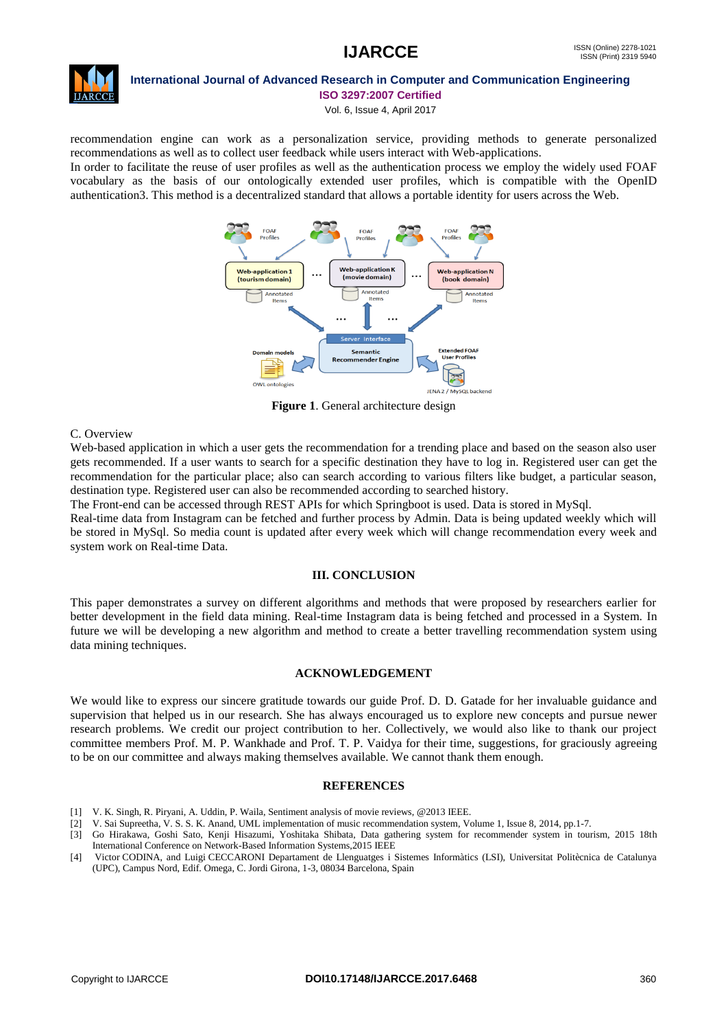recommendation engine can work as a personalization service, providing methods to generate personalized recommendations as well as to collect user feedback while users interact with Web-applications.

In order to facilitate the reuse of user profiles as well as the authentication process we employ the widely used FOAF vocabulary as the basis of our ontologically extended user profiles, which is compatible with the OpenID authentication3. This method is a decentralized standard that allows a portable identity for users across the Web.

FOAF Profiles

FOAF Profiles

FOAF Profiles

Web-application 1 (tourism domain)

Web-application K (movie domain)

Web-application N (book domain)

Annotated Items

Annotated Items

Annotated Items

Server interface

Semantic Recommender Engine

Domain models

OWL ontologies

Extended FOAF User Profiles

JENA 2 / MySQL backend

**Figure 1**. General architecture design

C. Overview

Web-based application in which a user gets the recommendation for a trending place and based on the season also user gets recommended. If a user wants to search for a specific destination they have to log in. Registered user can get the recommendation for the particular place; also can search according to various filters like budget, a particular season, destination type. Registered user can also be recommended according to searched history.

The Front-end can be accessed through REST APIs for which Springboot is used. Data is stored in MySql.

Real-time data from Instagram can be fetched and further process by Admin. Data is being updated weekly which will be stored in MySql. So media count is updated after every week which will change recommendation every week and system work on Real-time Data.

## III. CONCLUSION

This paper demonstrates a survey on different algorithms and methods that were proposed by researchers earlier for better development in the field data mining. Real-time Instagram data is being fetched and processed in a System. In future we will be developing a new algorithm and method to create a better travelling recommendation system using data mining techniques.

## ACKNOWLEDGEMENT

We would like to express our sincere gratitude towards our guide Prof. D. D. Gatade for her invaluable guidance and supervision that helped us in our research. She has always encouraged us to explore new concepts and pursue newer research problems. We credit our project contribution to her. Collectively, we would also like to thank our project committee members Prof. M. P. Wankhade and Prof. T. P. Vaidya for their time, suggestions, for graciously agreeing to be on our committee and always making themselves available. We cannot thank them enough.

## REFERENCES

[1] V. K. Singh, R. Piryani, A. Uddin, P. Waila, Sentiment analysis of movie reviews, @2013 IEEE.

[2] V. Sai Supreetha, V. S. S. K. Anand, UML implementation of music recommendation system, Volume 1, Issue 8, 2014, pp.1-7.

[3] Go Hirakawa, Goshi Sato, Kenji Hisazumi, Yoshitaka Shibata, Data gathering system for recommender system in tourism, 2015 18th International Conference on Network-Based Information Systems,2015 IEEE

[4] Victor CODINA, and Luigi CECCARONI Departament de Llenguatges i Sistemes Informàtics (LSI), Universitat Politècnica de Catalunya (UPC), Campus Nord, Edif. Omega, C. Jordi Girona, 1-3, 08034 Barcelona, Spain